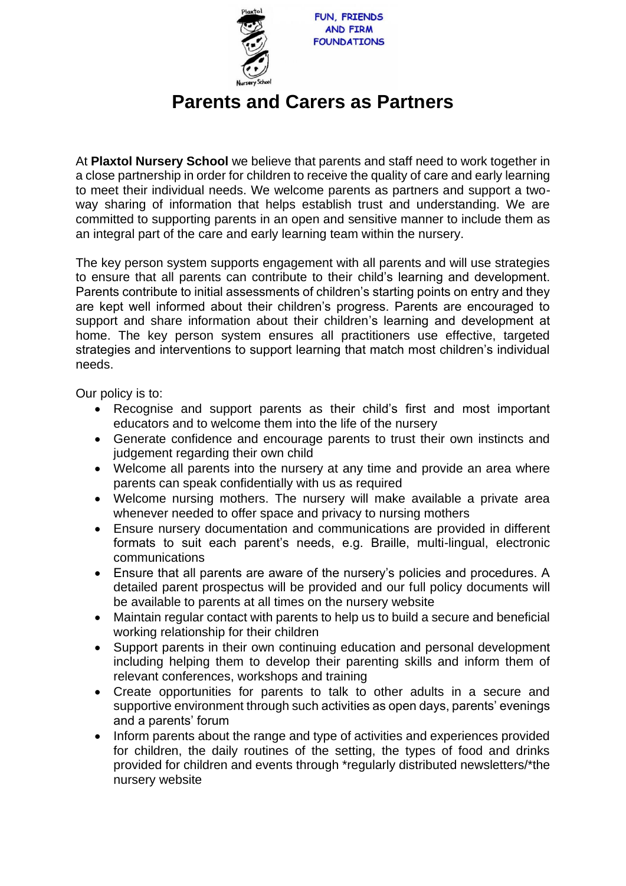FUN, FRIENDS AND FIRM FOUNDATIONS

# Parents and Carers as Partners

At **Plaxtol Nursery School** we believe that parents and staff need to work together in a close partnership in order for children to receive the quality of care and early learning to meet their individual needs. We welcome parents as partners and support a two-way sharing of information that helps establish trust and understanding. We are committed to supporting parents in an open and sensitive manner to include them as an integral part of the care and early learning team within the nursery.

The key person system supports engagement with all parents and will use strategies to ensure that all parents can contribute to their child's learning and development. Parents contribute to initial assessments of children's starting points on entry and they are kept well informed about their children's progress. Parents are encouraged to support and share information about their children's learning and development at home. The key person system ensures all practitioners use effective, targeted strategies and interventions to support learning that match most children's individual needs.

Our policy is to:

- Recognise and support parents as their child's first and most important educators and to welcome them into the life of the nursery
- Generate confidence and encourage parents to trust their own instincts and judgement regarding their own child
- Welcome all parents into the nursery at any time and provide an area where parents can speak confidentially with us as required
- Welcome nursing mothers. The nursery will make available a private area whenever needed to offer space and privacy to nursing mothers
- Ensure nursery documentation and communications are provided in different formats to suit each parent's needs, e.g. Braille, multi-lingual, electronic communications
- Ensure that all parents are aware of the nursery's policies and procedures. A detailed parent prospectus will be provided and our full policy documents will be available to parents at all times on the nursery website
- Maintain regular contact with parents to help us to build a secure and beneficial working relationship for their children
- Support parents in their own continuing education and personal development including helping them to develop their parenting skills and inform them of relevant conferences, workshops and training
- Create opportunities for parents to talk to other adults in a secure and supportive environment through such activities as open days, parents' evenings and a parents' forum
- Inform parents about the range and type of activities and experiences provided for children, the daily routines of the setting, the types of food and drinks provided for children and events through *regularly distributed newsletters/*the nursery website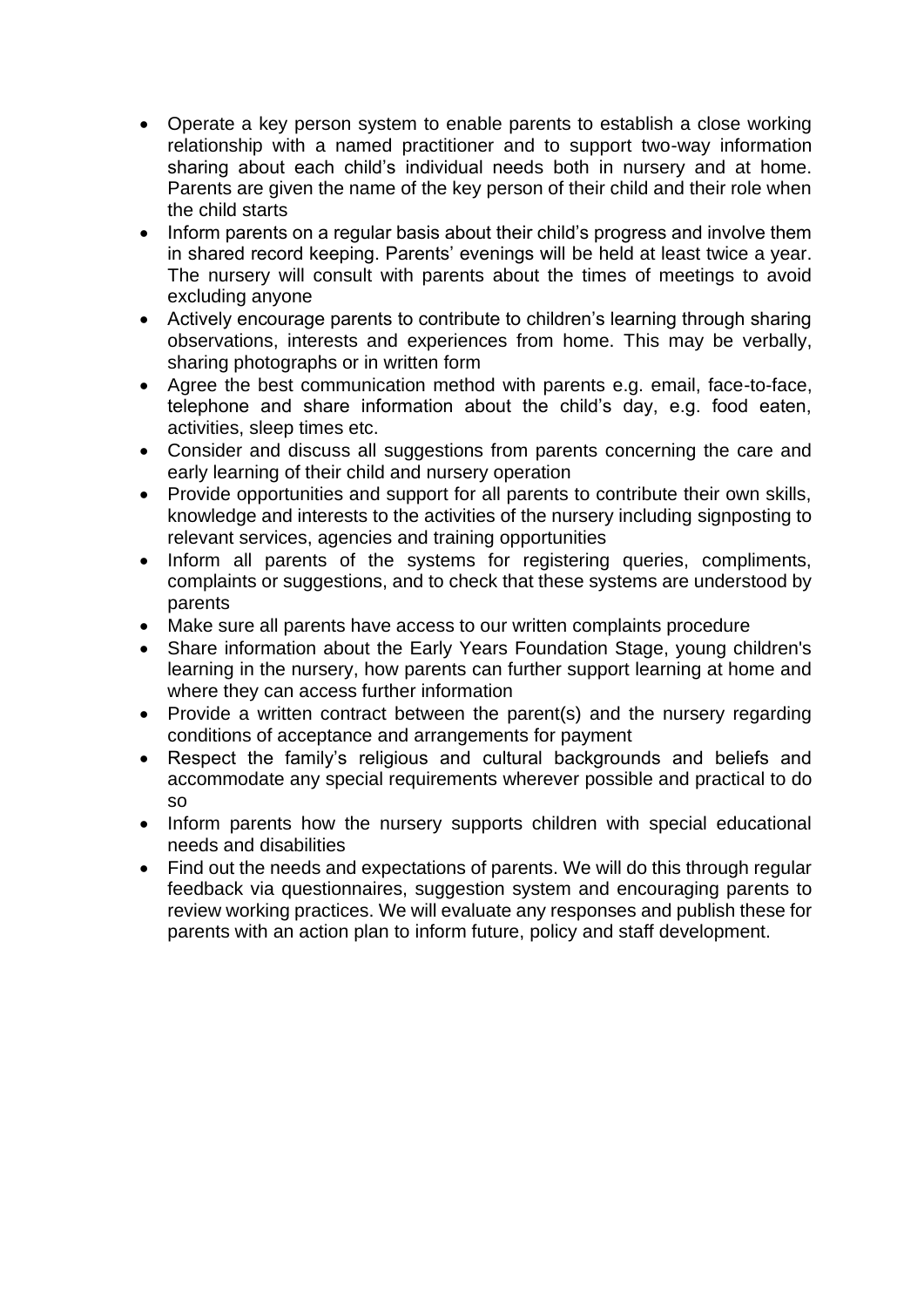- Operate a key person system to enable parents to establish a close working relationship with a named practitioner and to support two-way information sharing about each child's individual needs both in nursery and at home. Parents are given the name of the key person of their child and their role when the child starts
- Inform parents on a regular basis about their child's progress and involve them in shared record keeping. Parents' evenings will be held at least twice a year. The nursery will consult with parents about the times of meetings to avoid excluding anyone
- Actively encourage parents to contribute to children's learning through sharing observations, interests and experiences from home. This may be verbally, sharing photographs or in written form
- Agree the best communication method with parents e.g. email, face-to-face, telephone and share information about the child's day, e.g. food eaten, activities, sleep times etc.
- Consider and discuss all suggestions from parents concerning the care and early learning of their child and nursery operation
- Provide opportunities and support for all parents to contribute their own skills, knowledge and interests to the activities of the nursery including signposting to relevant services, agencies and training opportunities
- Inform all parents of the systems for registering queries, compliments, complaints or suggestions, and to check that these systems are understood by parents
- Make sure all parents have access to our written complaints procedure
- Share information about the Early Years Foundation Stage, young children's learning in the nursery, how parents can further support learning at home and where they can access further information
- Provide a written contract between the parent(s) and the nursery regarding conditions of acceptance and arrangements for payment
- Respect the family's religious and cultural backgrounds and beliefs and accommodate any special requirements wherever possible and practical to do so
- Inform parents how the nursery supports children with special educational needs and disabilities
- Find out the needs and expectations of parents. We will do this through regular feedback via questionnaires, suggestion system and encouraging parents to review working practices. We will evaluate any responses and publish these for parents with an action plan to inform future, policy and staff development.